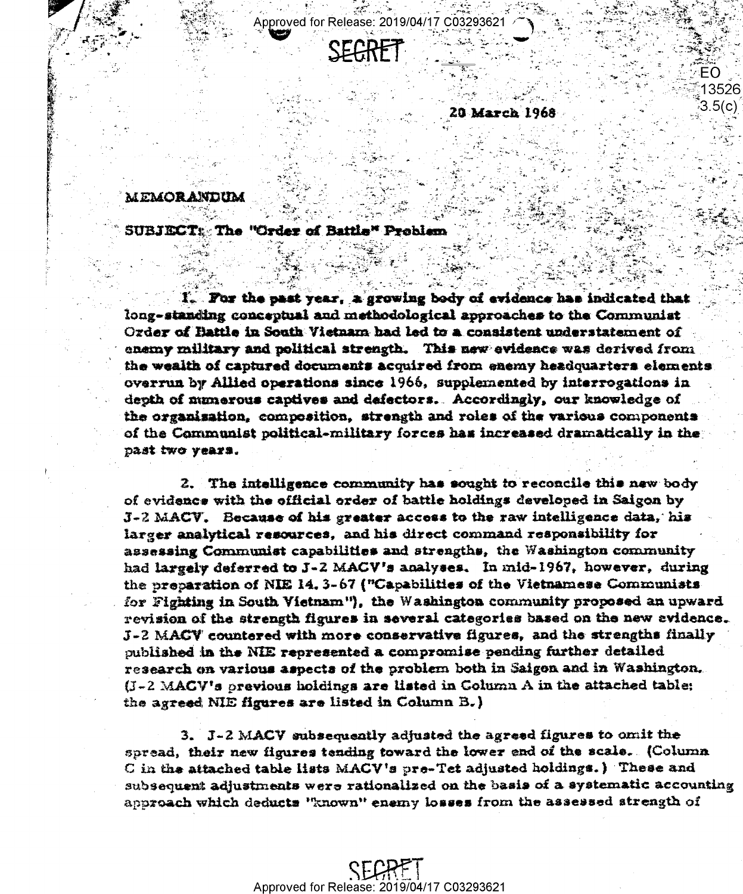SECRET

EO 13526 3.5(c)

20 March 1968

MEMORANDUM

SUBJECT: The "Order of Battle" Problem

1. For the past year, a growing body of evidence has indicated that long-standing conceptual and methodological approaches to the Communist Order of Battle in South Vietnam had led to a consistent understatement of enemy military and political strength. This new evidence was derived from the wealth of captured documents acquired from enemy headquarters elements overrun by Allied operations since 1966, supplemented by interrogations in depth of numerous captives and defectors. Accordingly, our knowledge of the organization, composition, strength and roles of the various components of the Communist political-military forces has increased dramatically in the past two years.

2. The intelligence community has sought to reconcile this new body of evidence with the official order of battle holdings developed in Saigon by J-2 MACV. Because of his greater access to the raw intelligence data, his larger analytical resources, and his direct command responsibility for assessing Communist capabilities and strengths, the Washington community had largely deferred to J-2 MACV's analyses. In mid-1967, however, during the preparation of NIE 14.3-67 ("Capabilities of the Vietnamese Communists for Fighting in South Vietnam"), the Washington community proposed an upward revision of the strength figures in several categories based on the new evidence. J-2 MACV countered with more conservative figures, and the strengths finally published in the NIE represented a compromise pending further detailed research on various aspects of the problem both in Saigon and in Washington. (J-2 MACV's previous holdings are listed in Column A in the attached table; the agreed NIE figures are listed in Column B.)

3. J-2 MACV subsequently adjusted the agreed figures to omit the spread, their new figures tending toward the lower end of the scale. (Column C in the attached table lists MACV's pre-Tet adjusted holdings.) These and subsequent adjustments were rationalized on the basis of a systematic accounting approach which deducts "known" enemy losses from the assessed strength of

SECRET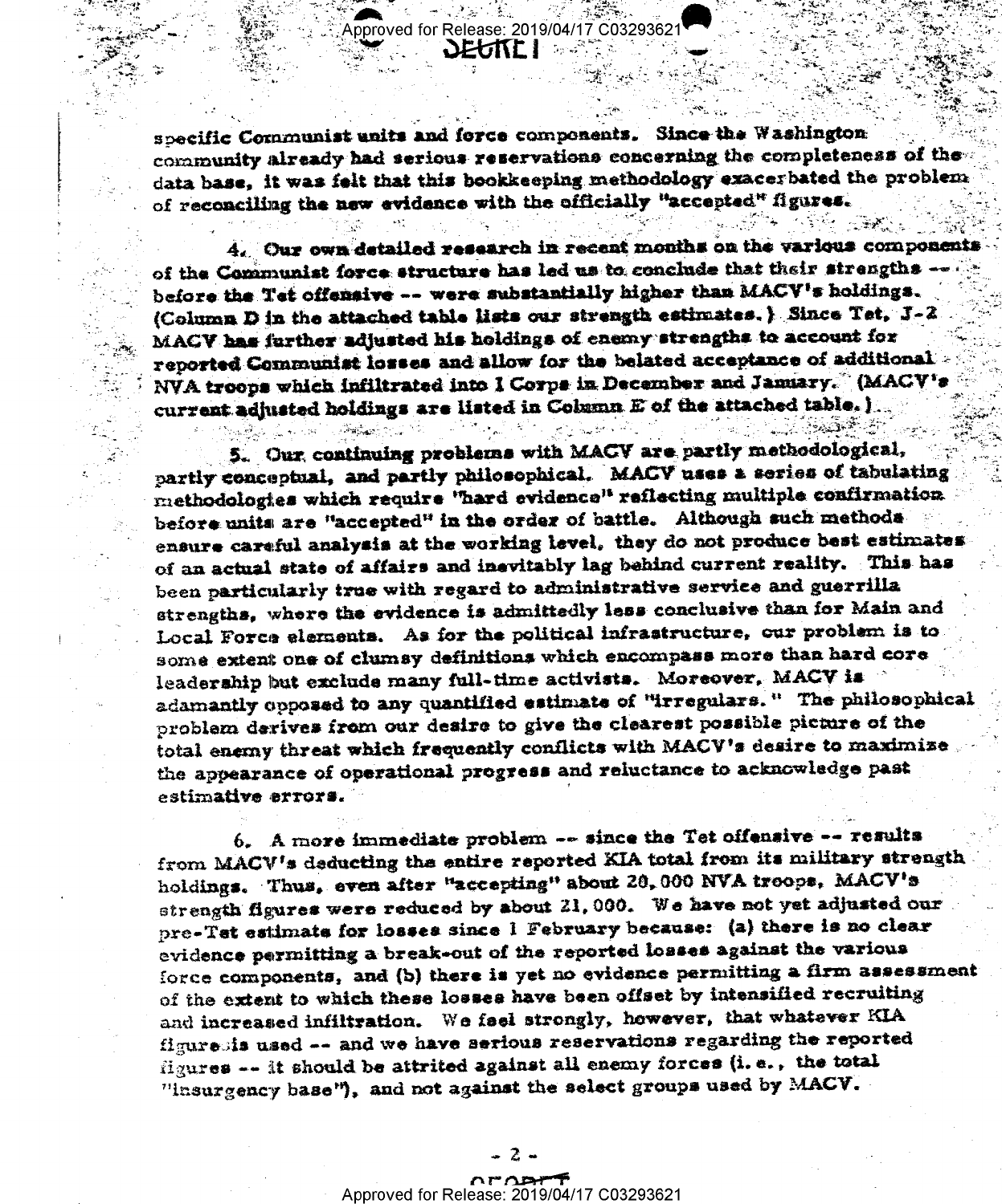specific Communist units and force components. Since the Washington community already had serious reservations concerning the completeness of the data base, it was felt that this bookkeeping methodology exacerbated the problem of reconciling the new evidence with the officially "accepted" figures.

4. Our own detailed research in recent months on the various components of the Communist force structure has led us to conclude that their strengths -- before the Tet offensive -- were substantially higher than MACV's holdings. (Column D in the attached table lists our strength estimates.) Since Tet, J-2 MACV has further adjusted his holdings of enemy strengths to account for reported Communist losses and allow for the belated acceptance of additional NVA troops which infiltrated into I Corps in December and January. (MACV's current adjusted holdings are listed in Column E of the attached table.)

5. Our continuing problems with MACV are partly methodological, partly conceptual, and partly philosophical. MACV uses a series of tabulating methodologies which require "hard evidence" reflecting multiple confirmation before units are "accepted" in the order of battle. Although such methods ensure careful analysis at the working level, they do not produce best estimates of an actual state of affairs and inevitably lag behind current reality. This has been particularly true with regard to administrative service and guerrilla strengths, where the evidence is admittedly less conclusive than for Main and Local Force elements. As for the political infrastructure, our problem is to some extent one of clumsy definitions which encompass more than hard core leadership but exclude many full-time activists. Moreover, MACV is adamantly opposed to any quantified estimate of "irregulars." The philosophical problem derives from our desire to give the clearest possible picture of the total enemy threat which frequently conflicts with MACV's desire to maximize the appearance of operational progress and reluctance to acknowledge past estimative errors.

6. A more immediate problem -- since the Tet offensive -- results from MACV's deducting the entire reported KIA total from its military strength holdings. Thus, even after "accepting" about 20,000 NVA troops, MACV's strength figures were reduced by about 21,000. We have not yet adjusted our pre-Tet estimate for losses since 1 February because: (a) there is no clear evidence permitting a break-out of the reported losses against the various force components, and (b) there is yet no evidence permitting a firm assessment of the extent to which these losses have been offset by intensified recruiting and increased infiltration. We feel strongly, however, that whatever KIA figure is used -- and we have serious reservations regarding the reported figures -- it should be attrited against all enemy forces (i.e., the total "insurgency base"), and not against the select groups used by MACV.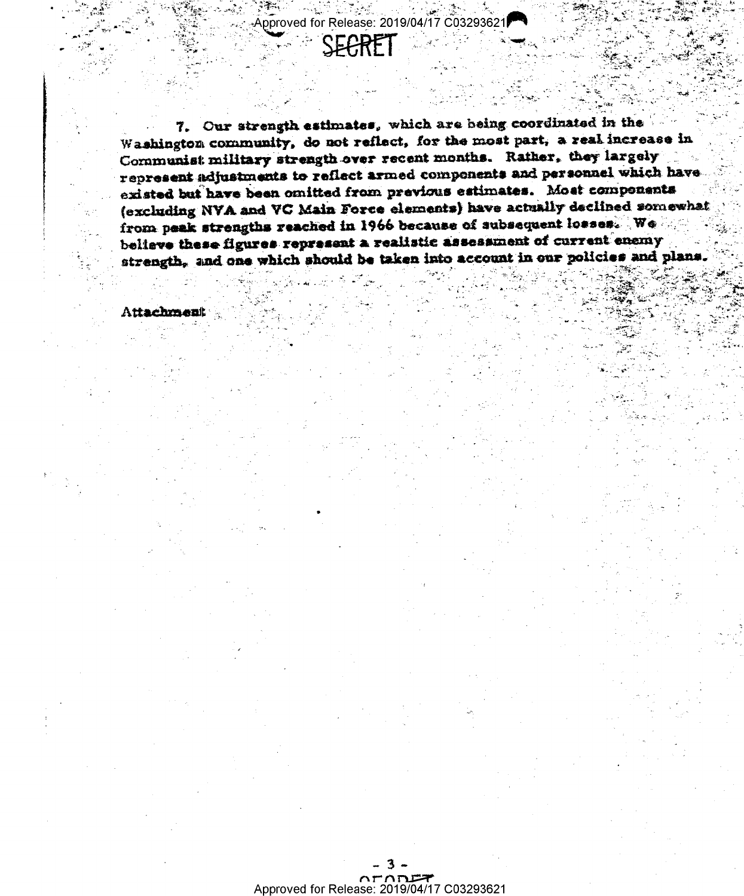7. Our strength estimates, which are being coordinated in the Washington community, do not reflect, for the most part, a real increase in Communist military strength over recent months. Rather, they largely represent adjustments to reflect armed components and personnel which have existed but have been omitted from previous estimates. Most components (excluding NVA and VC Main Force elements) have actually declined somewhat from peak strengths reached in 1966 because of subsequent losses. We believe these figures represent a realistic assessment of current enemy strength, and one which should be taken into account in our policies and plans.

Attachment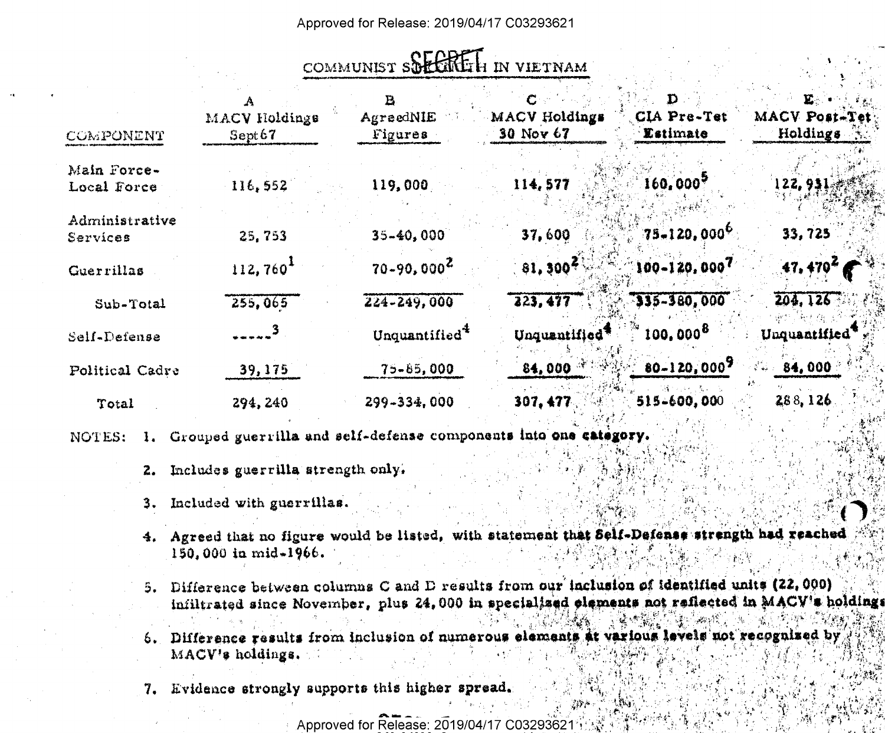SECRET

# COMMUNIST STRENGTH IN VIETNAM

| COMPONENT | A MACV Holdings Sept 67 | B Agreed NIE Figures | C MACV Holdings 30 Nov 67 | D CIA Pre-Tet Estimate | E MACV Post-Tet Holdings |
|---|---|---|---|---|---|
| Main Force-Local Force | 116,552 | 119,000 | 114,577 | 160,000[5] | 122,931 |
| Administrative Services | 25,753 | 35-40,000 | 37,600 | 75-120,000[6] | 33,725 |
| Guerrillas | 112,760[1] | 70-90,000[2] | 81,300[2] | 100-120,000[7] | 47,470[2] |
| Sub-Total | 255,065 | 224-249,000 | 233,477 | 335-380,000 | 204,126 |
| Self-Defense | -----[3] | Unquantified[4] | Unquantified[4] | 100,000[8] | Unquantified[4] |
| Political Cadre | 39,175 | 75-85,000 | 84,000 | 80-120,000[9] | 84,000 |
| Total | 294,240 | 299-334,000 | 307,477 | 515-600,000 | 288,126 |

NOTES:

1. Grouped guerrilla and self-defense components into one category.
2. Includes guerrilla strength only.
3. Included with guerrillas.
4. Agreed that no figure would be listed, with statement that Self-Defense strength had reached 150,000 in mid-1966.
5. Difference between columns C and D results from our inclusion of identified units (22,000) infiltrated since November, plus 24,000 in specialized elements not reflected in MACV's holdings.
6. Difference results from inclusion of numerous elements at various levels not recognized by MACV's holdings.
7. Evidence strongly supports this higher spread.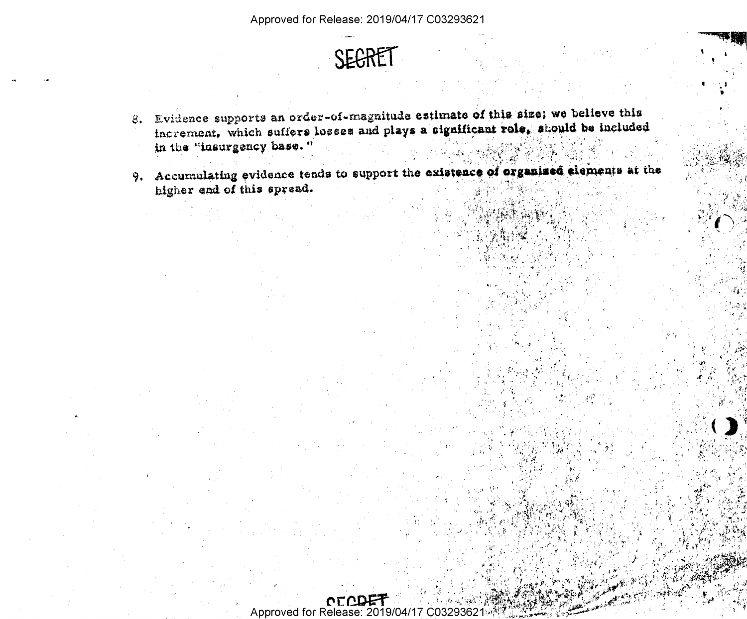SECRET

8. Evidence supports an order-of-magnitude estimate of this size; we believe this increment, which suffers losses and plays a significant role, should be included in the "insurgency base."

9. Accumulating evidence tends to support the existence of organized elements at the higher end of this spread.

SECRET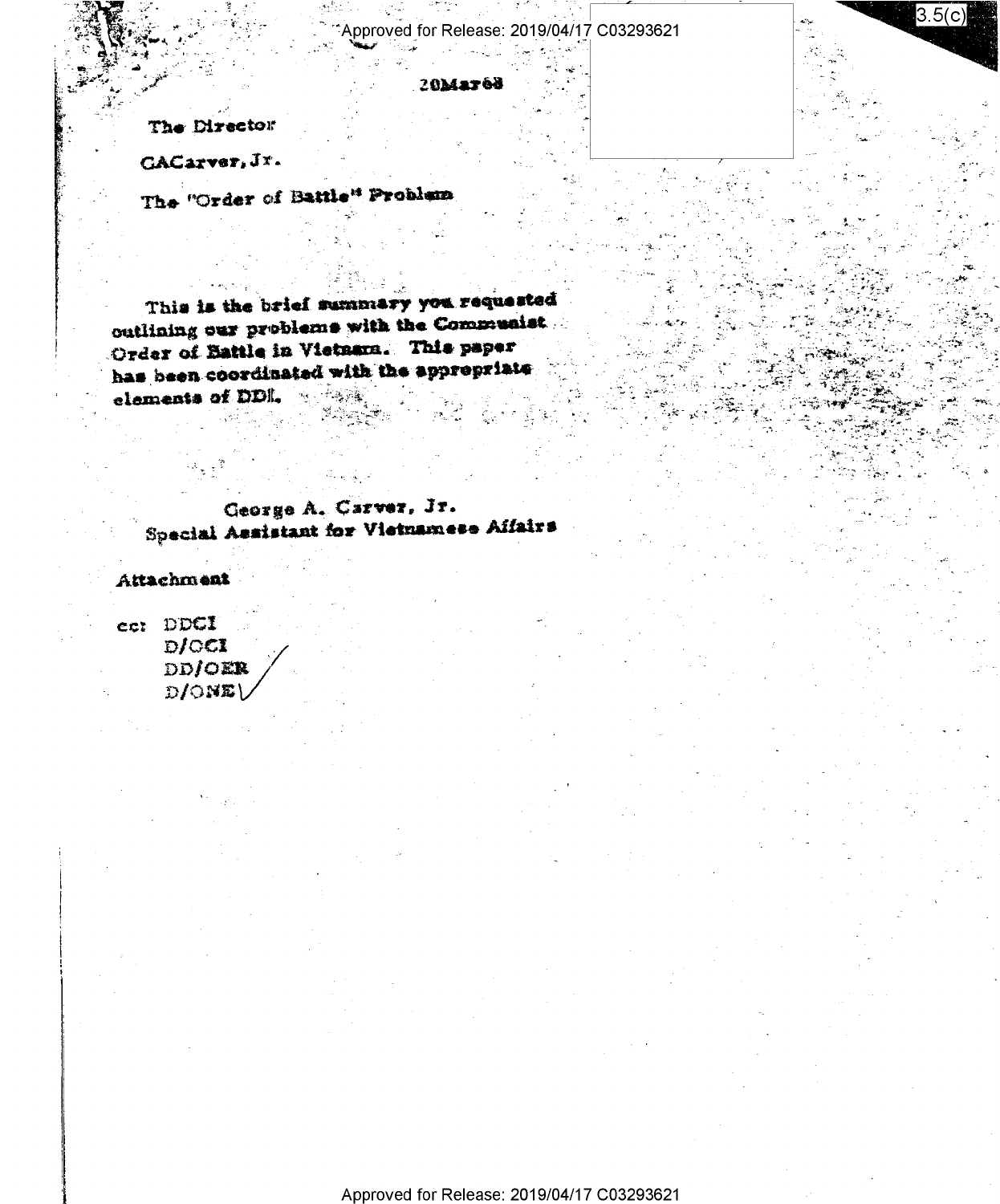20Mar68

The Director

GACarver, Jr.

The "Order of Battle" Problem

This is the brief summary you requested outlining our problems with the Communist Order of Battle in Vietnam. This paper has been coordinated with the appropriate elements of DDI.

George A. Carver, Jr.
Special Assistant for Vietnamese Affairs

Attachment

cc: DDCI
D/OCI
DD/OER
D/ONE